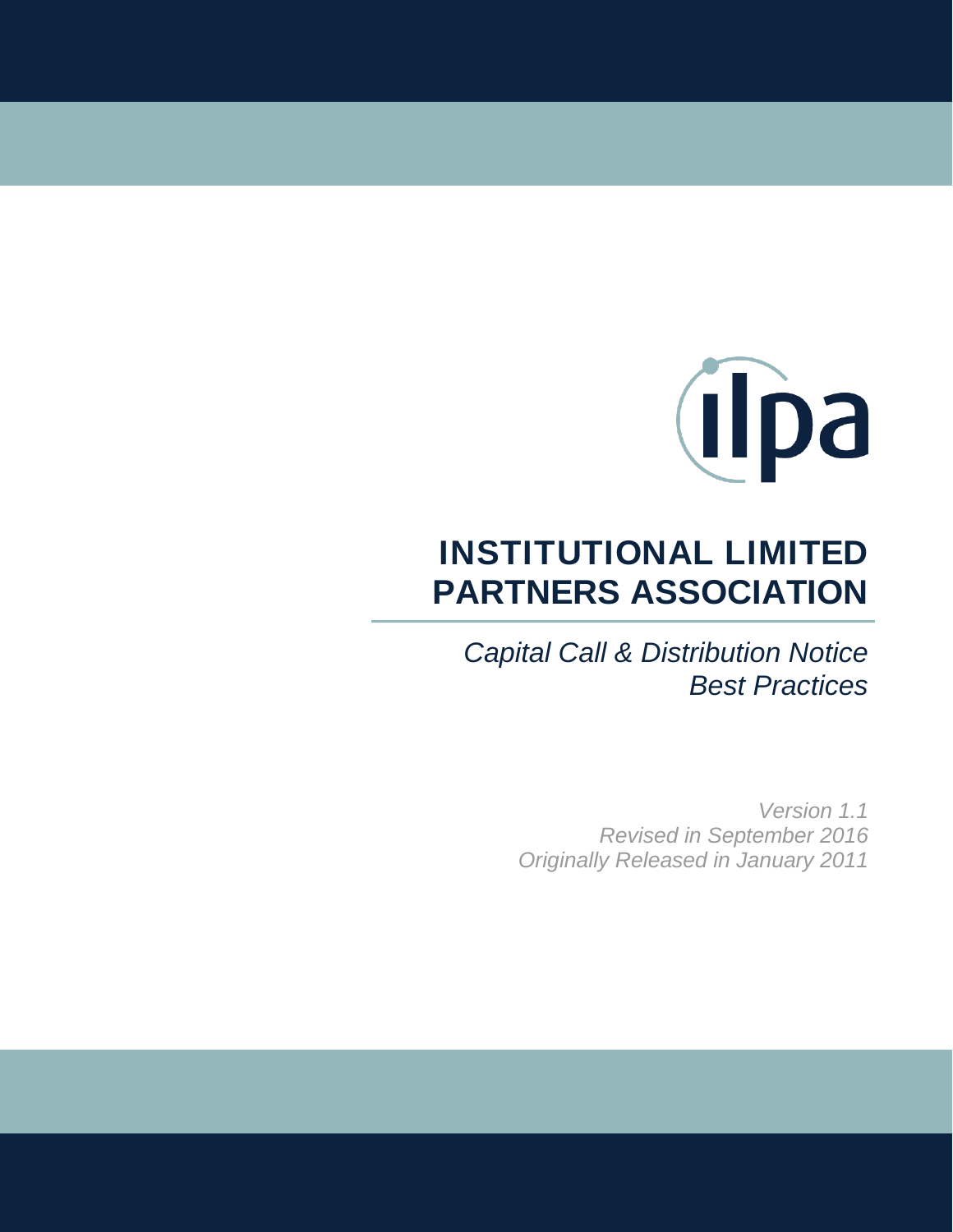ilpa

# INSTITUTIONAL LIMITED PARTNERS ASSOCIATION

*Capital Call & Distribution Notice Best Practices*

*Version 1.1*
*Revised in September 2016*
*Originally Released in January 2011*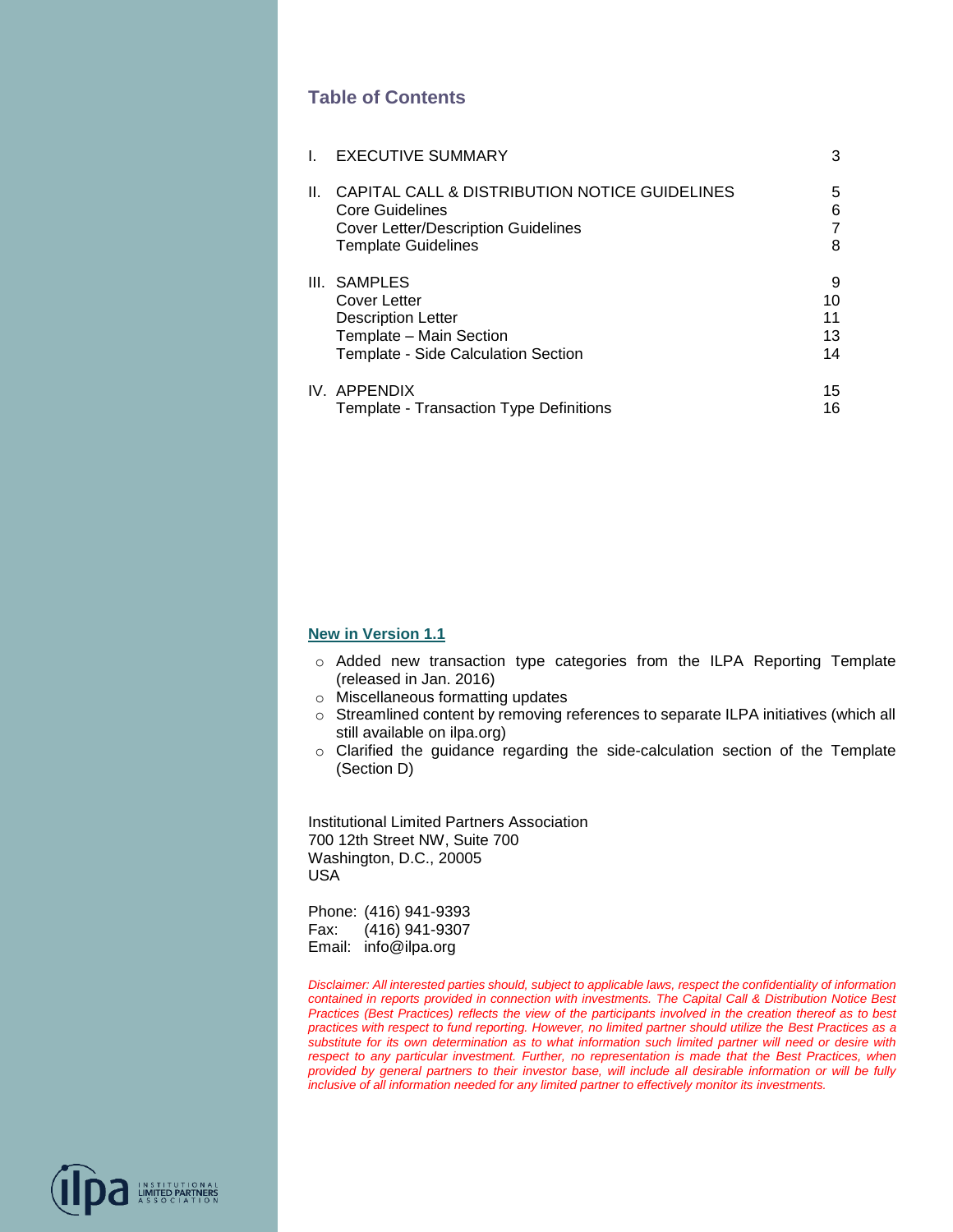## Table of Contents

| | | |
|---|---|---|
| I. | EXECUTIVE SUMMARY | 3 |
| II. | CAPITAL CALL & DISTRIBUTION NOTICE GUIDELINES | 5 |
| | Core Guidelines | 6 |
| | Cover Letter/Description Guidelines | 7 |
| | Template Guidelines | 8 |
| III. | SAMPLES | 9 |
| | Cover Letter | 10 |
| | Description Letter | 11 |
| | Template – Main Section | 13 |
| | Template - Side Calculation Section | 14 |
| IV. | APPENDIX | 15 |
| | Template - Transaction Type Definitions | 16 |

**New in Version 1.1**

- Added new transaction type categories from the ILPA Reporting Template (released in Jan. 2016)
- Miscellaneous formatting updates
- Streamlined content by removing references to separate ILPA initiatives (which all still available on ilpa.org)
- Clarified the guidance regarding the side-calculation section of the Template (Section D)

Institutional Limited Partners Association
700 12th Street NW, Suite 700
Washington, D.C., 20005
USA

Phone: (416) 941-9393
Fax: (416) 941-9307
Email: info@ilpa.org

*Disclaimer: All interested parties should, subject to applicable laws, respect the confidentiality of information contained in reports provided in connection with investments. The Capital Call & Distribution Notice Best Practices (Best Practices) reflects the view of the participants involved in the creation thereof as to best practices with respect to fund reporting. However, no limited partner should utilize the Best Practices as a substitute for its own determination as to what information such limited partner will need or desire with respect to any particular investment. Further, no representation is made that the Best Practices, when provided by general partners to their investor base, will include all desirable information or will be fully inclusive of all information needed for any limited partner to effectively monitor its investments.*

INSTITUTIONAL LIMITED PARTNERS ASSOCIATION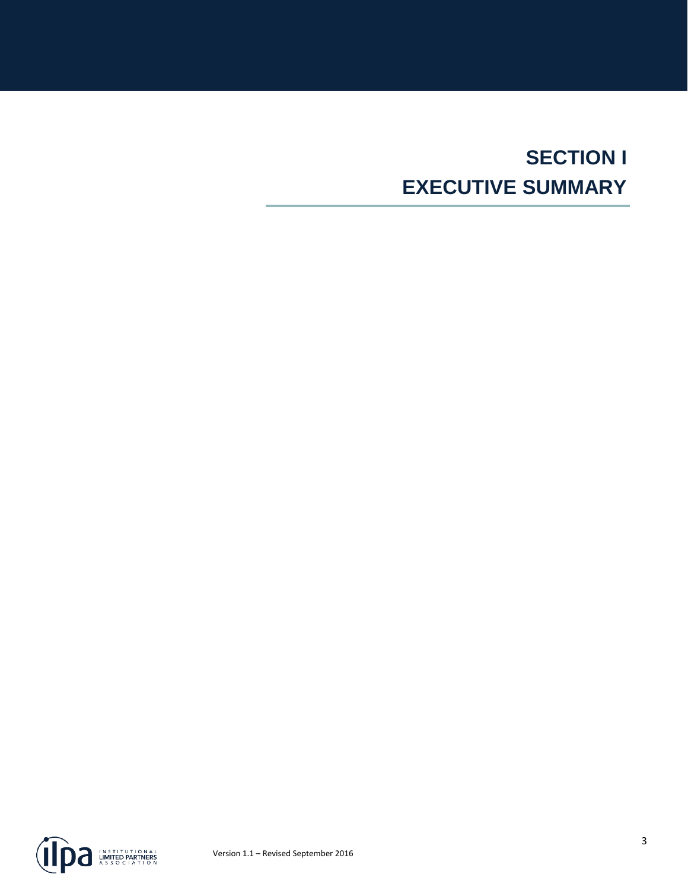# SECTION I
# EXECUTIVE SUMMARY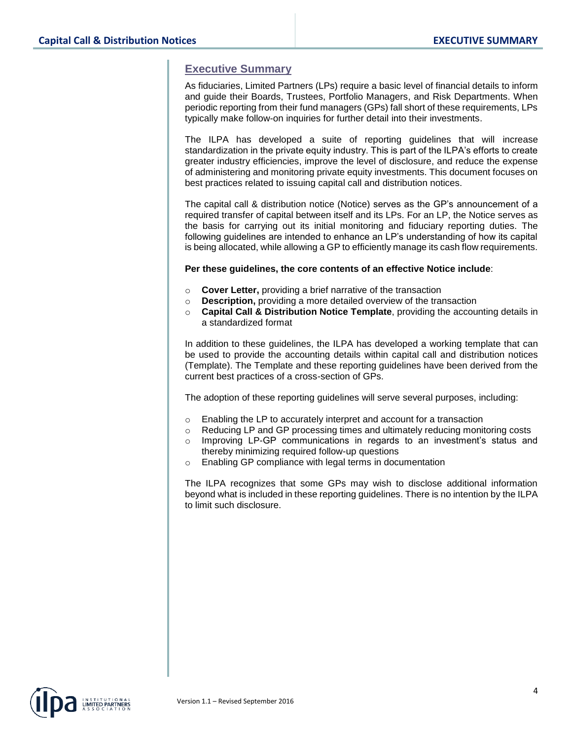## Executive Summary

As fiduciaries, Limited Partners (LPs) require a basic level of financial details to inform and guide their Boards, Trustees, Portfolio Managers, and Risk Departments. When periodic reporting from their fund managers (GPs) fall short of these requirements, LPs typically make follow-on inquiries for further detail into their investments.

The ILPA has developed a suite of reporting guidelines that will increase standardization in the private equity industry. This is part of the ILPA's efforts to create greater industry efficiencies, improve the level of disclosure, and reduce the expense of administering and monitoring private equity investments. This document focuses on best practices related to issuing capital call and distribution notices.

The capital call & distribution notice (Notice) serves as the GP's announcement of a required transfer of capital between itself and its LPs. For an LP, the Notice serves as the basis for carrying out its initial monitoring and fiduciary reporting duties. The following guidelines are intended to enhance an LP's understanding of how its capital is being allocated, while allowing a GP to efficiently manage its cash flow requirements.

**Per these guidelines, the core contents of an effective Notice include**:

- **Cover Letter,** providing a brief narrative of the transaction
- **Description,** providing a more detailed overview of the transaction
- **Capital Call & Distribution Notice Template**, providing the accounting details in a standardized format

In addition to these guidelines, the ILPA has developed a working template that can be used to provide the accounting details within capital call and distribution notices (Template). The Template and these reporting guidelines have been derived from the current best practices of a cross-section of GPs.

The adoption of these reporting guidelines will serve several purposes, including:

- Enabling the LP to accurately interpret and account for a transaction
- Reducing LP and GP processing times and ultimately reducing monitoring costs
- Improving LP-GP communications in regards to an investment's status and thereby minimizing required follow-up questions
- Enabling GP compliance with legal terms in documentation

The ILPA recognizes that some GPs may wish to disclose additional information beyond what is included in these reporting guidelines. There is no intention by the ILPA to limit such disclosure.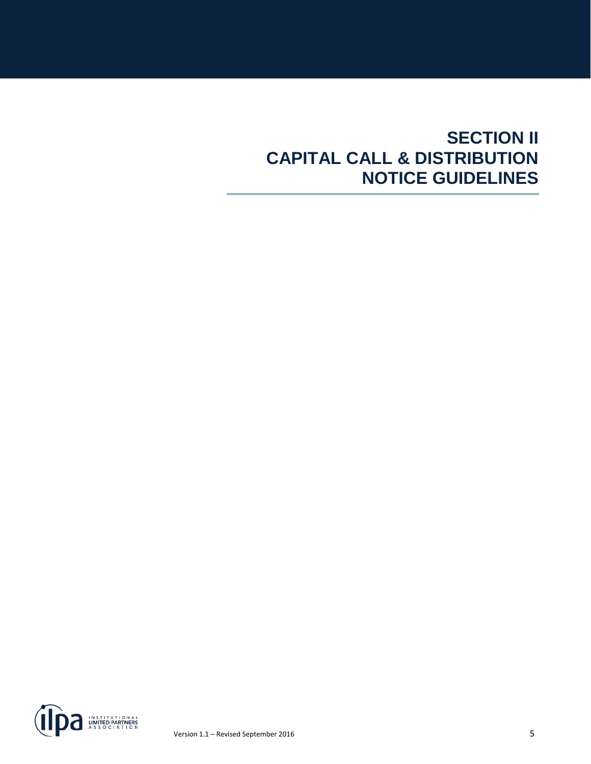# SECTION II
# CAPITAL CALL & DISTRIBUTION NOTICE GUIDELINES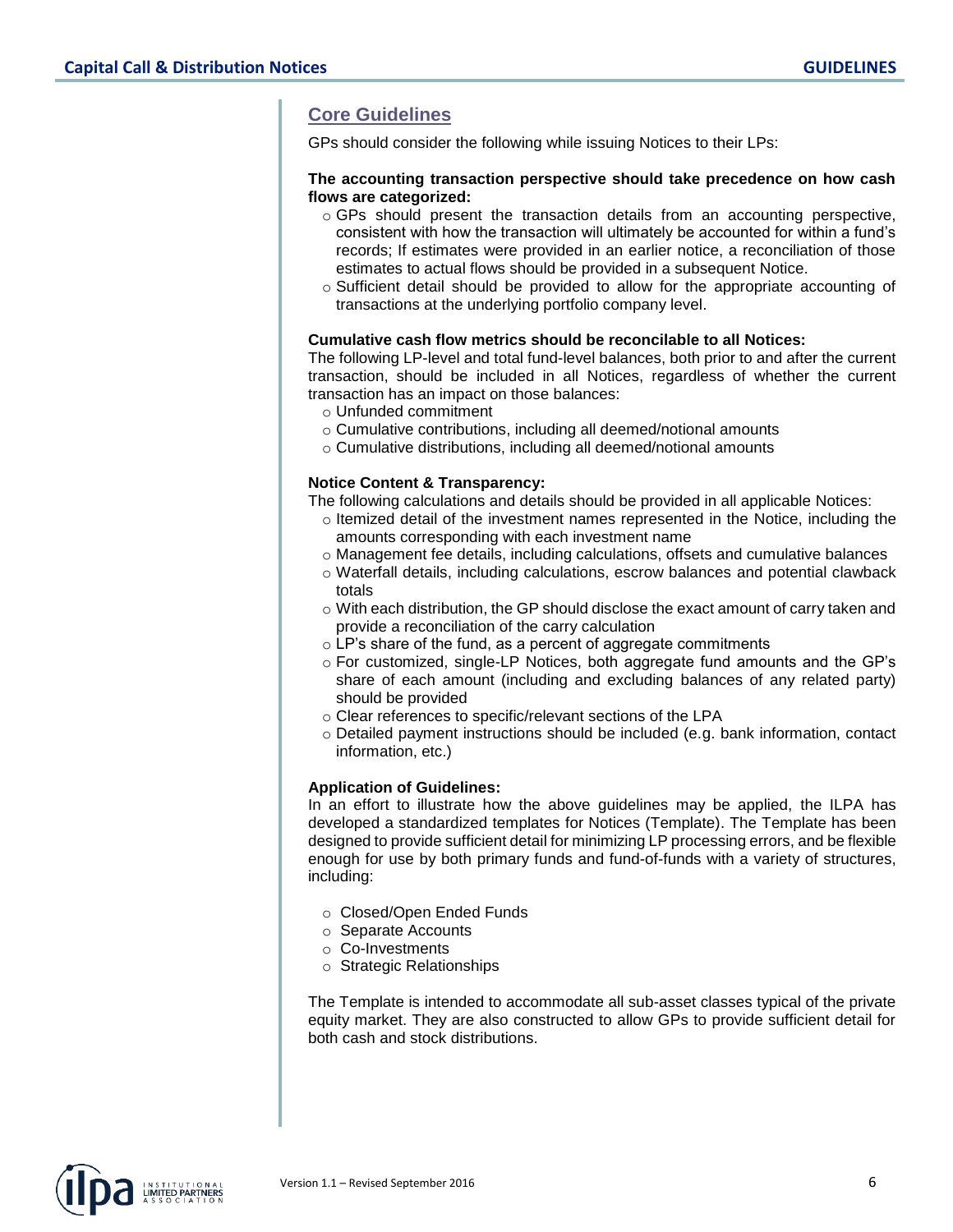## Core Guidelines

GPs should consider the following while issuing Notices to their LPs:

**The accounting transaction perspective should take precedence on how cash flows are categorized:**

- GPs should present the transaction details from an accounting perspective, consistent with how the transaction will ultimately be accounted for within a fund's records; If estimates were provided in an earlier notice, a reconciliation of those estimates to actual flows should be provided in a subsequent Notice.
- Sufficient detail should be provided to allow for the appropriate accounting of transactions at the underlying portfolio company level.

**Cumulative cash flow metrics should be reconcilable to all Notices:**

The following LP-level and total fund-level balances, both prior to and after the current transaction, should be included in all Notices, regardless of whether the current transaction has an impact on those balances:

- Unfunded commitment
- Cumulative contributions, including all deemed/notional amounts
- Cumulative distributions, including all deemed/notional amounts

**Notice Content & Transparency:**

The following calculations and details should be provided in all applicable Notices:

- Itemized detail of the investment names represented in the Notice, including the amounts corresponding with each investment name
- Management fee details, including calculations, offsets and cumulative balances
- Waterfall details, including calculations, escrow balances and potential clawback totals
- With each distribution, the GP should disclose the exact amount of carry taken and provide a reconciliation of the carry calculation
- LP's share of the fund, as a percent of aggregate commitments
- For customized, single-LP Notices, both aggregate fund amounts and the GP's share of each amount (including and excluding balances of any related party) should be provided
- Clear references to specific/relevant sections of the LPA
- Detailed payment instructions should be included (e.g. bank information, contact information, etc.)

**Application of Guidelines:**

In an effort to illustrate how the above guidelines may be applied, the ILPA has developed a standardized templates for Notices (Template). The Template has been designed to provide sufficient detail for minimizing LP processing errors, and be flexible enough for use by both primary funds and fund-of-funds with a variety of structures, including:

- Closed/Open Ended Funds
- Separate Accounts
- Co-Investments
- Strategic Relationships

The Template is intended to accommodate all sub-asset classes typical of the private equity market. They are also constructed to allow GPs to provide sufficient detail for both cash and stock distributions.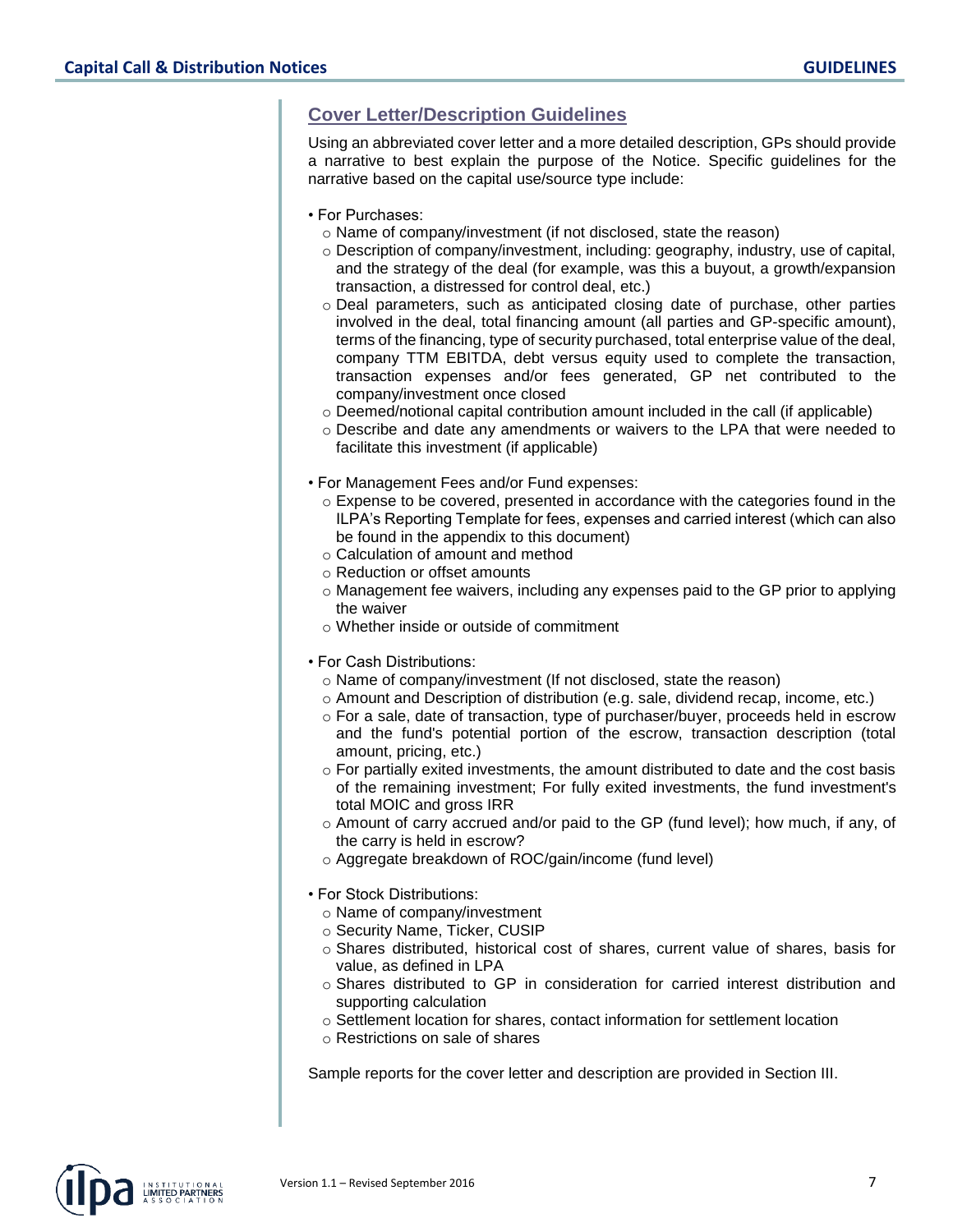## Cover Letter/Description Guidelines

Using an abbreviated cover letter and a more detailed description, GPs should provide a narrative to best explain the purpose of the Notice. Specific guidelines for the narrative based on the capital use/source type include:

- For Purchases:
  - Name of company/investment (if not disclosed, state the reason)
  - Description of company/investment, including: geography, industry, use of capital, and the strategy of the deal (for example, was this a buyout, a growth/expansion transaction, a distressed for control deal, etc.)
  - Deal parameters, such as anticipated closing date of purchase, other parties involved in the deal, total financing amount (all parties and GP-specific amount), terms of the financing, type of security purchased, total enterprise value of the deal, company TTM EBITDA, debt versus equity used to complete the transaction, transaction expenses and/or fees generated, GP net contributed to the company/investment once closed
  - Deemed/notional capital contribution amount included in the call (if applicable)
  - Describe and date any amendments or waivers to the LPA that were needed to facilitate this investment (if applicable)

- For Management Fees and/or Fund expenses:
  - Expense to be covered, presented in accordance with the categories found in the ILPA's Reporting Template for fees, expenses and carried interest (which can also be found in the appendix to this document)
  - Calculation of amount and method
  - Reduction or offset amounts
  - Management fee waivers, including any expenses paid to the GP prior to applying the waiver
  - Whether inside or outside of commitment

- For Cash Distributions:
  - Name of company/investment (If not disclosed, state the reason)
  - Amount and Description of distribution (e.g. sale, dividend recap, income, etc.)
  - For a sale, date of transaction, type of purchaser/buyer, proceeds held in escrow and the fund's potential portion of the escrow, transaction description (total amount, pricing, etc.)
  - For partially exited investments, the amount distributed to date and the cost basis of the remaining investment; For fully exited investments, the fund investment's total MOIC and gross IRR
  - Amount of carry accrued and/or paid to the GP (fund level); how much, if any, of the carry is held in escrow?
  - Aggregate breakdown of ROC/gain/income (fund level)

- For Stock Distributions:
  - Name of company/investment
  - Security Name, Ticker, CUSIP
  - Shares distributed, historical cost of shares, current value of shares, basis for value, as defined in LPA
  - Shares distributed to GP in consideration for carried interest distribution and supporting calculation
  - Settlement location for shares, contact information for settlement location
  - Restrictions on sale of shares

Sample reports for the cover letter and description are provided in Section III.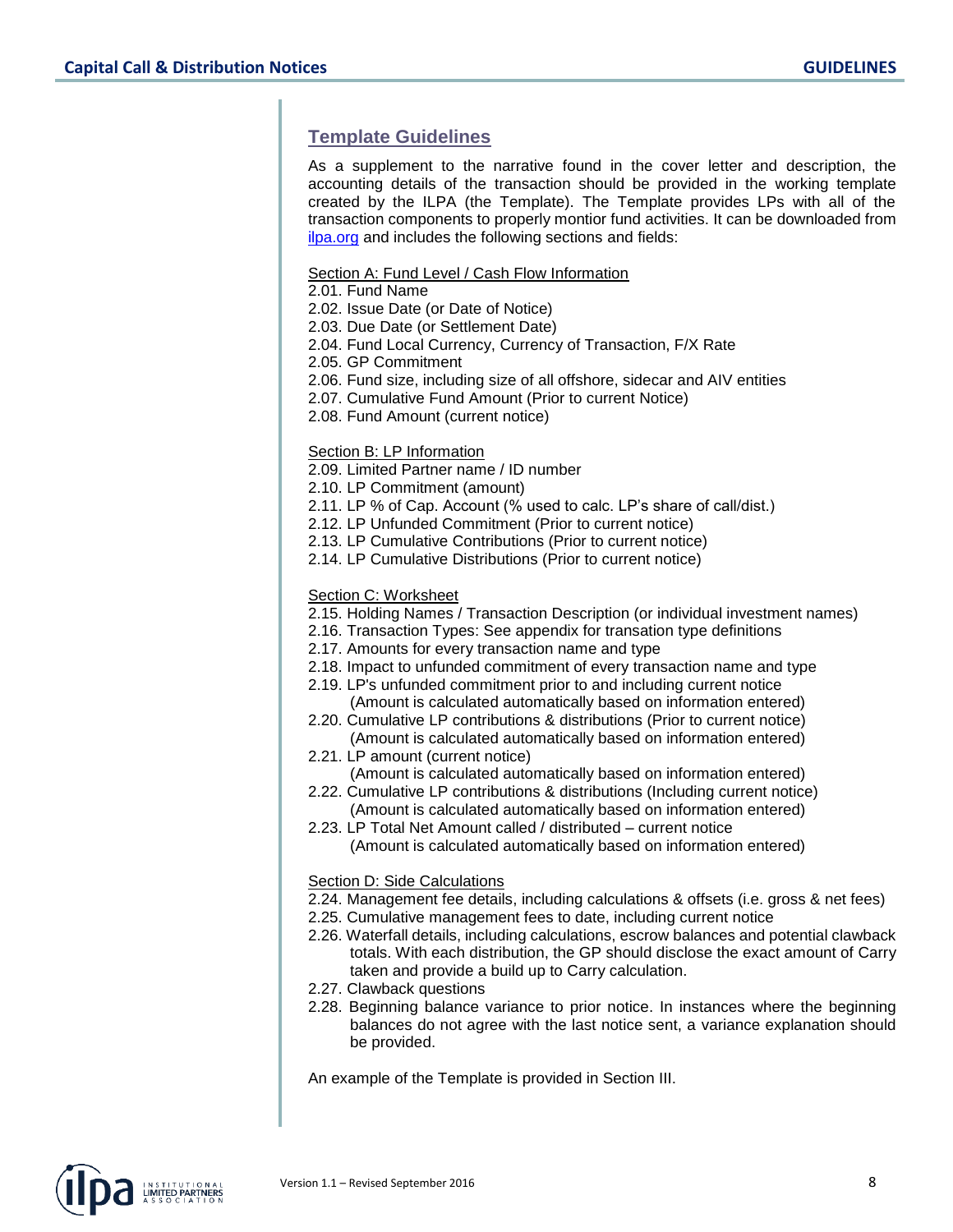## Template Guidelines

As a supplement to the narrative found in the cover letter and description, the accounting details of the transaction should be provided in the working template created by the ILPA (the Template). The Template provides LPs with all of the transaction components to properly montior fund activities. It can be downloaded from [ilpa.org](ilpa.org) and includes the following sections and fields:

<u>Section A: Fund Level / Cash Flow Information</u>

2.01. Fund Name
2.02. Issue Date (or Date of Notice)
2.03. Due Date (or Settlement Date)
2.04. Fund Local Currency, Currency of Transaction, F/X Rate
2.05. GP Commitment
2.06. Fund size, including size of all offshore, sidecar and AIV entities
2.07. Cumulative Fund Amount (Prior to current Notice)
2.08. Fund Amount (current notice)

<u>Section B: LP Information</u>

2.09. Limited Partner name / ID number
2.10. LP Commitment (amount)
2.11. LP % of Cap. Account (% used to calc. LP's share of call/dist.)
2.12. LP Unfunded Commitment (Prior to current notice)
2.13. LP Cumulative Contributions (Prior to current notice)
2.14. LP Cumulative Distributions (Prior to current notice)

<u>Section C: Worksheet</u>

2.15. Holding Names / Transaction Description (or individual investment names)
2.16. Transaction Types: See appendix for transation type definitions
2.17. Amounts for every transaction name and type
2.18. Impact to unfunded commitment of every transaction name and type
2.19. LP's unfunded commitment prior to and including current notice
(Amount is calculated automatically based on information entered)
2.20. Cumulative LP contributions & distributions (Prior to current notice)
(Amount is calculated automatically based on information entered)
2.21. LP amount (current notice)
(Amount is calculated automatically based on information entered)
2.22. Cumulative LP contributions & distributions (Including current notice)
(Amount is calculated automatically based on information entered)
2.23. LP Total Net Amount called / distributed – current notice
(Amount is calculated automatically based on information entered)

<u>Section D: Side Calculations</u>

2.24. Management fee details, including calculations & offsets (i.e. gross & net fees)
2.25. Cumulative management fees to date, including current notice
2.26. Waterfall details, including calculations, escrow balances and potential clawback totals. With each distribution, the GP should disclose the exact amount of Carry taken and provide a build up to Carry calculation.
2.27. Clawback questions
2.28. Beginning balance variance to prior notice. In instances where the beginning balances do not agree with the last notice sent, a variance explanation should be provided.

An example of the Template is provided in Section III.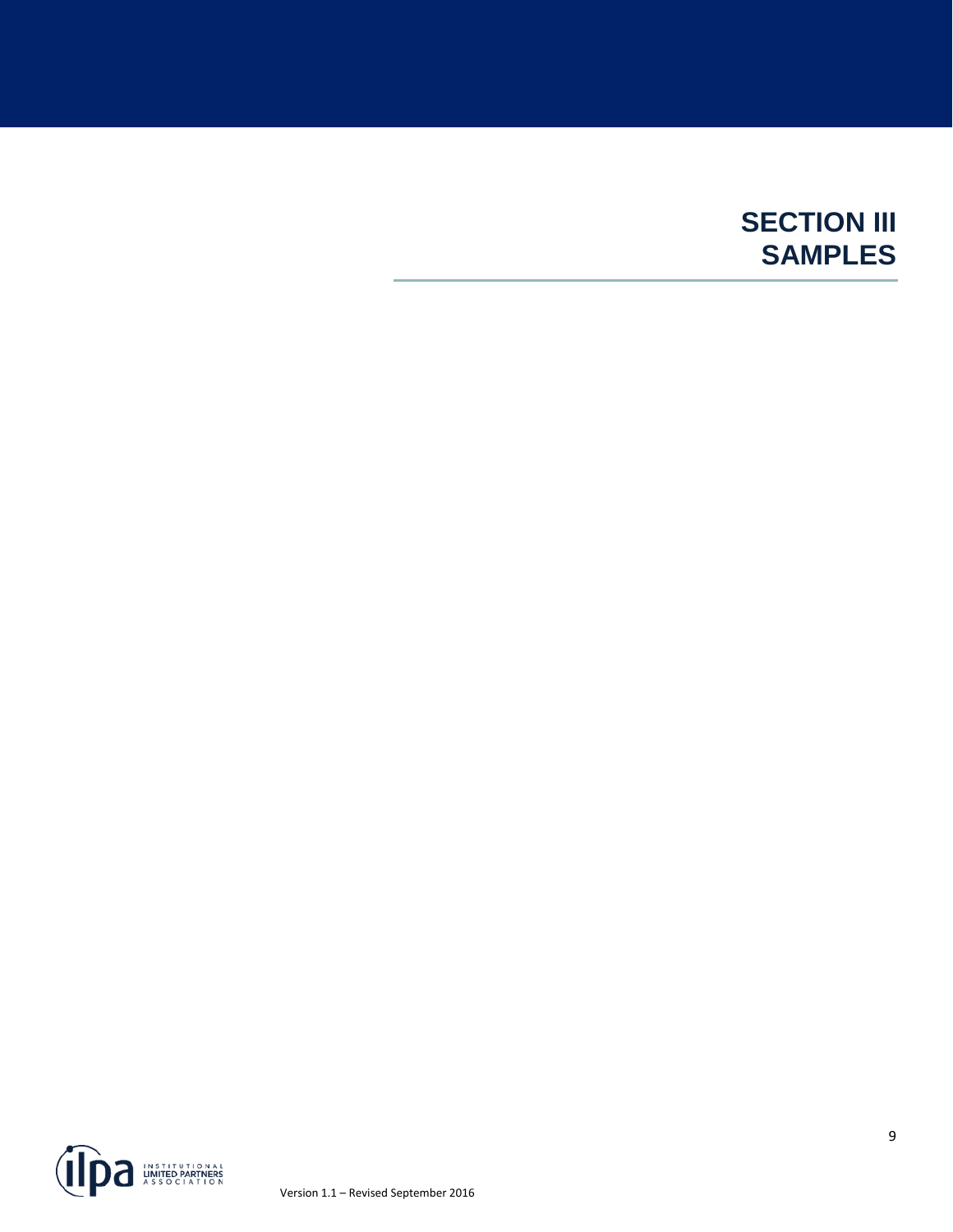# SECTION III
# SAMPLES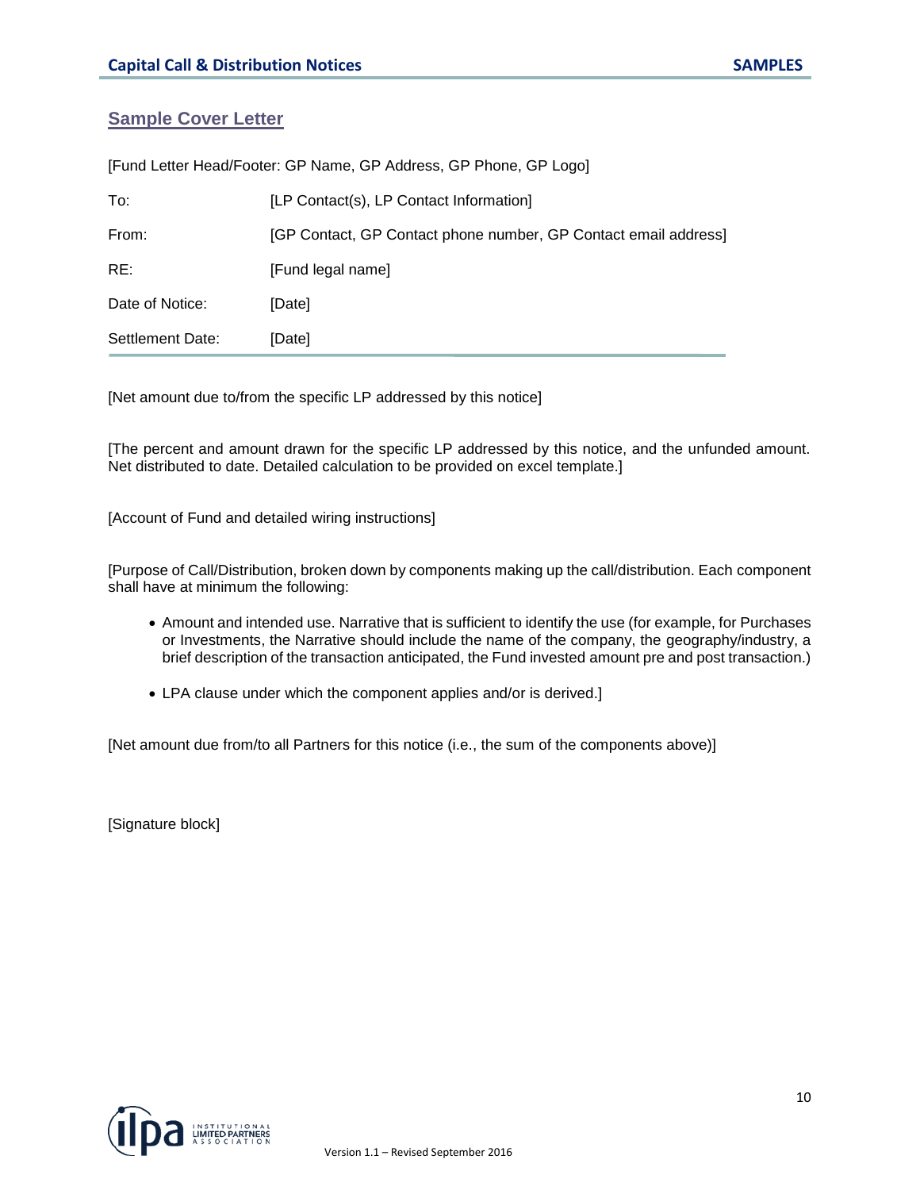## Sample Cover Letter

[Fund Letter Head/Footer: GP Name, GP Address, GP Phone, GP Logo]

| | |
|---|---|
| To: | [LP Contact(s), LP Contact Information] |
| From: | [GP Contact, GP Contact phone number, GP Contact email address] |
| RE: | [Fund legal name] |
| Date of Notice: | [Date] |
| Settlement Date: | [Date] |

[Net amount due to/from the specific LP addressed by this notice]

[The percent and amount drawn for the specific LP addressed by this notice, and the unfunded amount. Net distributed to date. Detailed calculation to be provided on excel template.]

[Account of Fund and detailed wiring instructions]

[Purpose of Call/Distribution, broken down by components making up the call/distribution. Each component shall have at minimum the following:

- Amount and intended use. Narrative that is sufficient to identify the use (for example, for Purchases or Investments, the Narrative should include the name of the company, the geography/industry, a brief description of the transaction anticipated, the Fund invested amount pre and post transaction.)
- LPA clause under which the component applies and/or is derived.]

[Net amount due from/to all Partners for this notice (i.e., the sum of the components above)]

[Signature block]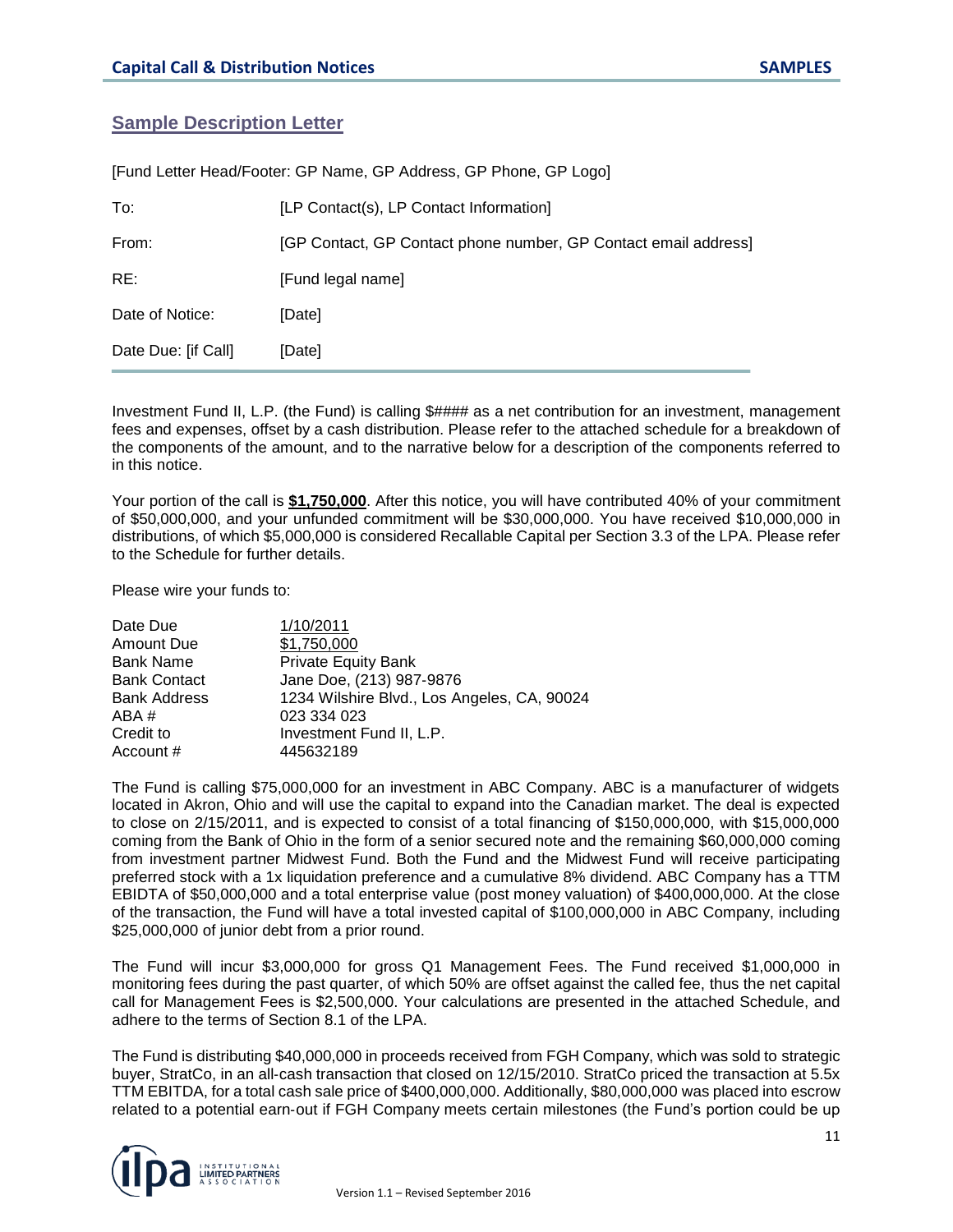## Sample Description Letter

[Fund Letter Head/Footer: GP Name, GP Address, GP Phone, GP Logo]

| | |
|---|---|
| To: | [LP Contact(s), LP Contact Information] |
| From: | [GP Contact, GP Contact phone number, GP Contact email address] |
| RE: | [Fund legal name] |
| Date of Notice: | [Date] |
| Date Due: [if Call] | [Date] |

Investment Fund II, L.P. (the Fund) is calling $#### as a net contribution for an investment, management fees and expenses, offset by a cash distribution. Please refer to the attached schedule for a breakdown of the components of the amount, and to the narrative below for a description of the components referred to in this notice.

Your portion of the call is **$1,750,000**. After this notice, you will have contributed 40% of your commitment of $50,000,000, and your unfunded commitment will be $30,000,000. You have received $10,000,000 in distributions, of which $5,000,000 is considered Recallable Capital per Section 3.3 of the LPA. Please refer to the Schedule for further details.

Please wire your funds to:

| | |
|---|---|
| Date Due | 1/10/2011 |
| Amount Due | $1,750,000 |
| Bank Name | Private Equity Bank |
| Bank Contact | Jane Doe, (213) 987-9876 |
| Bank Address | 1234 Wilshire Blvd., Los Angeles, CA, 90024 |
| ABA # | 023 334 023 |
| Credit to | Investment Fund II, L.P. |
| Account # | 445632189 |

The Fund is calling $75,000,000 for an investment in ABC Company. ABC is a manufacturer of widgets located in Akron, Ohio and will use the capital to expand into the Canadian market. The deal is expected to close on 2/15/2011, and is expected to consist of a total financing of $150,000,000, with $15,000,000 coming from the Bank of Ohio in the form of a senior secured note and the remaining $60,000,000 coming from investment partner Midwest Fund. Both the Fund and the Midwest Fund will receive participating preferred stock with a 1x liquidation preference and a cumulative 8% dividend. ABC Company has a TTM EBIDTA of $50,000,000 and a total enterprise value (post money valuation) of $400,000,000. At the close of the transaction, the Fund will have a total invested capital of $100,000,000 in ABC Company, including $25,000,000 of junior debt from a prior round.

The Fund will incur $3,000,000 for gross Q1 Management Fees. The Fund received $1,000,000 in monitoring fees during the past quarter, of which 50% are offset against the called fee, thus the net capital call for Management Fees is $2,500,000. Your calculations are presented in the attached Schedule, and adhere to the terms of Section 8.1 of the LPA.

The Fund is distributing $40,000,000 in proceeds received from FGH Company, which was sold to strategic buyer, StratCo, in an all-cash transaction that closed on 12/15/2010. StratCo priced the transaction at 5.5x TTM EBITDA, for a total cash sale price of $400,000,000. Additionally, $80,000,000 was placed into escrow related to a potential earn-out if FGH Company meets certain milestones (the Fund's portion could be up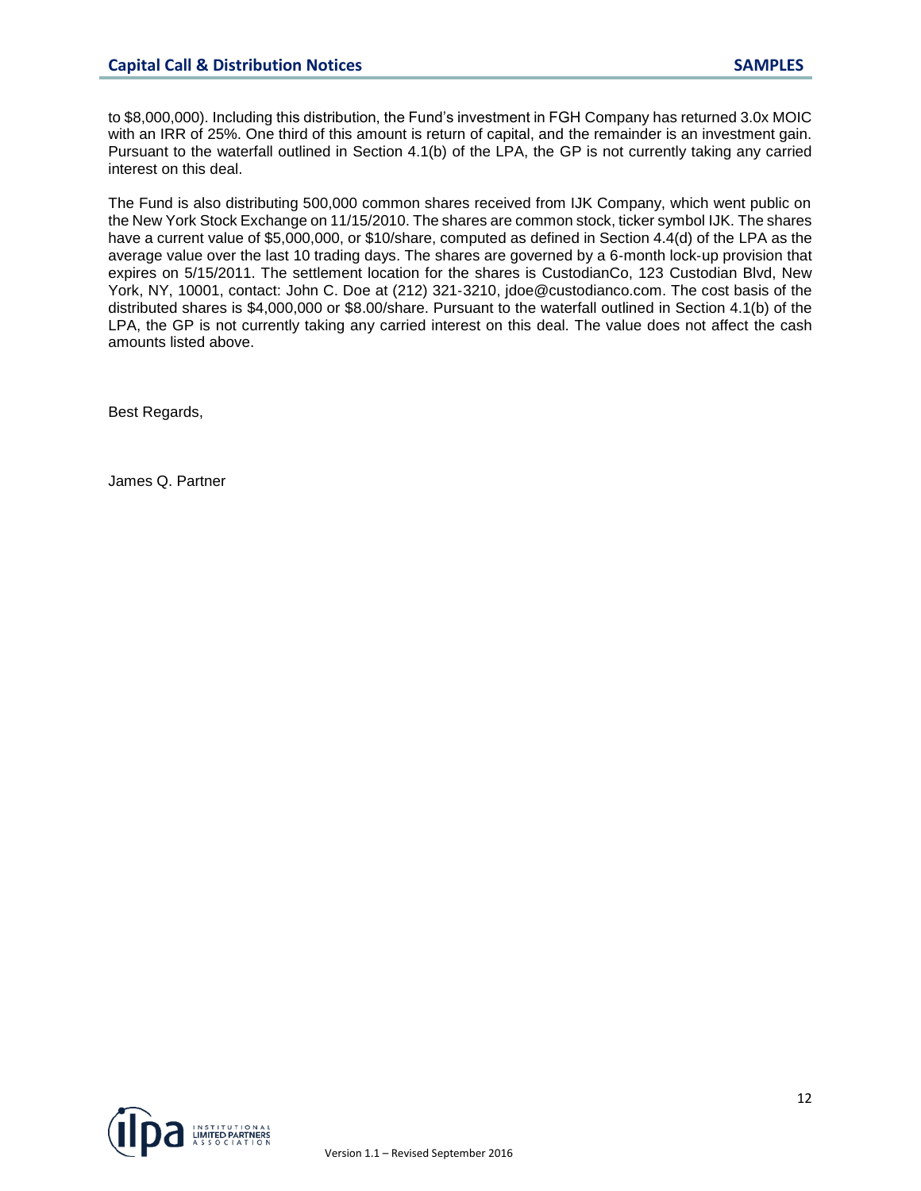to $8,000,000). Including this distribution, the Fund's investment in FGH Company has returned 3.0x MOIC with an IRR of 25%. One third of this amount is return of capital, and the remainder is an investment gain. Pursuant to the waterfall outlined in Section 4.1(b) of the LPA, the GP is not currently taking any carried interest on this deal.

The Fund is also distributing 500,000 common shares received from IJK Company, which went public on the New York Stock Exchange on 11/15/2010. The shares are common stock, ticker symbol IJK. The shares have a current value of $5,000,000, or $10/share, computed as defined in Section 4.4(d) of the LPA as the average value over the last 10 trading days. The shares are governed by a 6-month lock-up provision that expires on 5/15/2011. The settlement location for the shares is CustodianCo, 123 Custodian Blvd, New York, NY, 10001, contact: John C. Doe at (212) 321-3210, jdoe@custodianco.com. The cost basis of the distributed shares is $4,000,000 or $8.00/share. Pursuant to the waterfall outlined in Section 4.1(b) of the LPA, the GP is not currently taking any carried interest on this deal. The value does not affect the cash amounts listed above.

Best Regards,

James Q. Partner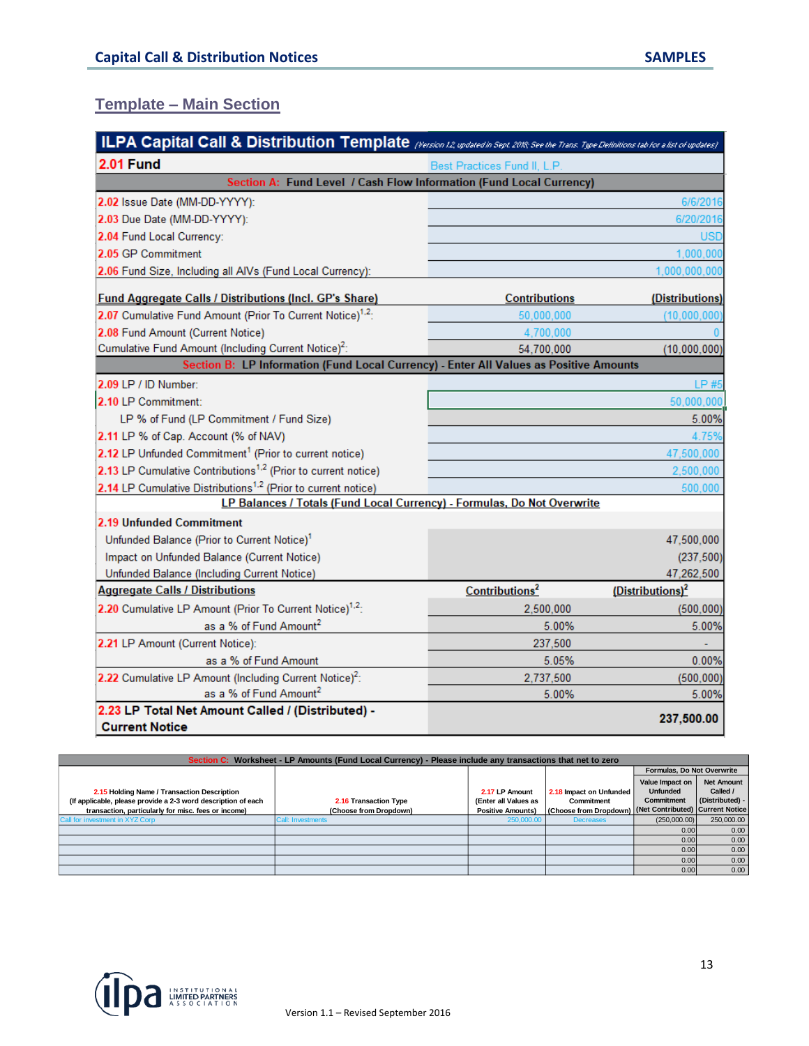## Template – Main Section

| ILPA Capital Call & Distribution Template *(Version 1.2 updated in Sept. 2018; See the Trans. Type Definitions tab for a list of updates)* | | |
|---|---|---|
| **2.01 Fund** | Best Practices Fund II, L.P. | |
| **Section A: Fund Level / Cash Flow Information (Fund Local Currency)** | | |
| 2.02 Issue Date (MM-DD-YYYY): | | 6/6/2016 |
| 2.03 Due Date (MM-DD-YYYY): | | 6/20/2016 |
| 2.04 Fund Local Currency: | | USD |
| 2.05 GP Commitment | | 1,000,000 |
| 2.06 Fund Size, Including all AIVs (Fund Local Currency): | | 1,000,000,000 |
| **Fund Aggregate Calls / Distributions (Incl. GP's Share)** | **Contributions** | **(Distributions)** |
| 2.07 Cumulative Fund Amount (Prior To Current Notice)[1,2]: | 50,000,000 | (10,000,000) |
| 2.08 Fund Amount (Current Notice) | 4,700,000 | 0 |
| Cumulative Fund Amount (Including Current Notice)[2]: | 54,700,000 | (10,000,000) |
| **Section B: LP Information (Fund Local Currency) - Enter All Values as Positive Amounts** | | |
| 2.09 LP / ID Number: | | LP #5 |
| 2.10 LP Commitment: | | 50,000,000 |
| LP % of Fund (LP Commitment / Fund Size) | | 5.00% |
| 2.11 LP % of Cap. Account (% of NAV) | | 4.75% |
| 2.12 LP Unfunded Commitment[1] (Prior to current notice) | | 47,500,000 |
| 2.13 LP Cumulative Contributions[1,2] (Prior to current notice) | | 2,500,000 |
| 2.14 LP Cumulative Distributions[1,2] (Prior to current notice) | | 500,000 |
| **LP Balances / Totals (Fund Local Currency) - Formulas, Do Not Overwrite** | | |
| **2.19 Unfunded Commitment** | | |
| Unfunded Balance (Prior to Current Notice)[1] | | 47,500,000 |
| Impact on Unfunded Balance (Current Notice) | | (237,500) |
| Unfunded Balance (Including Current Notice) | | 47,262,500 |
| **Aggregate Calls / Distributions** | **Contributions[2]** | **(Distributions)[2]** |
| 2.20 Cumulative LP Amount (Prior To Current Notice)[1,2]: | 2,500,000 | (500,000) |
| as a % of Fund Amount[2] | 5.00% | 5.00% |
| 2.21 LP Amount (Current Notice): | 237,500 | - |
| as a % of Fund Amount | 5.05% | 0.00% |
| 2.22 Cumulative LP Amount (Including Current Notice)[2]: | 2,737,500 | (500,000) |
| as a % of Fund Amount[2] | 5.00% | 5.00% |
| **2.23 LP Total Net Amount Called / (Distributed) - Current Notice** | | **237,500.00** |

| Section C: Worksheet - LP Amounts (Fund Local Currency) - Please include any transactions that net to zero | | | | | |
|---|---|---|---|---|---|
| | | | | Formulas, Do Not Overwrite | |
| 2.15 Holding Name / Transaction Description (If applicable, please provide a 2-3 word description of each transaction, particularly for misc. fees or income) | 2.16 Transaction Type (Choose from Dropdown) | 2.17 LP Amount (Enter all Values as Positive Amounts) | 2.18 Impact on Unfunded Commitment (Choose from Dropdown) | Value Impact on Unfunded Commitment (Net Contributed) | Net Amount Called / (Distributed) - Current Notice |
| Call for Investment in XYZ Corp | Call: Investments | 250,000.00 | Decreases | (250,000.00) | 250,000.00 |
| | | | | 0.00 | 0.00 |
| | | | | 0.00 | 0.00 |
| | | | | 0.00 | 0.00 |
| | | | | 0.00 | 0.00 |
| | | | | 0.00 | 0.00 |

Version 1.1 – Revised September 2016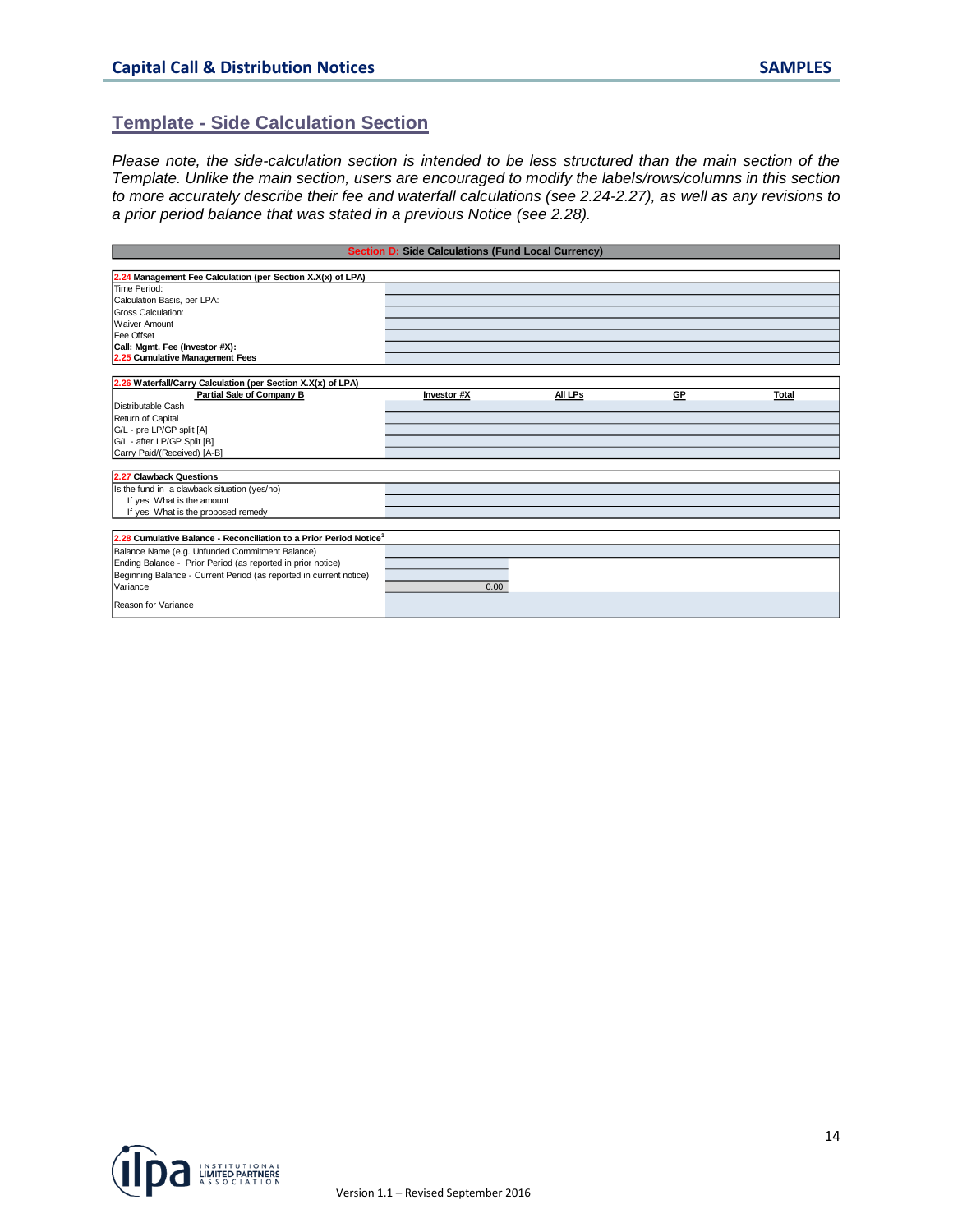## Template - Side Calculation Section

*Please note, the side-calculation section is intended to be less structured than the main section of the Template. Unlike the main section, users are encouraged to modify the labels/rows/columns in this section to more accurately describe their fee and waterfall calculations (see 2.24-2.27), as well as any revisions to a prior period balance that was stated in a previous Notice (see 2.28).*

**Section D: Side Calculations (Fund Local Currency)**

| **2.24 Management Fee Calculation (per Section X.X(x) of LPA)** | |
|---|---|
| Time Period: | |
| Calculation Basis, per LPA: | |
| Gross Calculation: | |
| Waiver Amount | |
| Fee Offset | |
| **Call: Mgmt. Fee (Investor #X):** | |
| **2.25 Cumulative Management Fees** | |

| **2.26 Waterfall/Carry Calculation (per Section X.X(x) of LPA)** | | | | |
|---|---|---|---|---|
| **Partial Sale of Company B** | **Investor #X** | **All LPs** | **GP** | **Total** |
| Distributable Cash | | | | |
| Return of Capital | | | | |
| G/L - pre LP/GP split [A] | | | | |
| G/L - after LP/GP Split [B] | | | | |
| Carry Paid/(Received) [A-B] | | | | |

| **2.27 Clawback Questions** | |
|---|---|
| Is the fund in a clawback situation (yes/no) | |
| If yes: What is the amount | |
| If yes: What is the proposed remedy | |

| **2.28 Cumulative Balance - Reconciliation to a Prior Period Notice**[1] | |
|---|---|
| Balance Name (e.g. Unfunded Commitment Balance) | |
| Ending Balance - Prior Period (as reported in prior notice) | |
| Beginning Balance - Current Period (as reported in current notice) | |
| Variance | 0.00 |
| Reason for Variance | |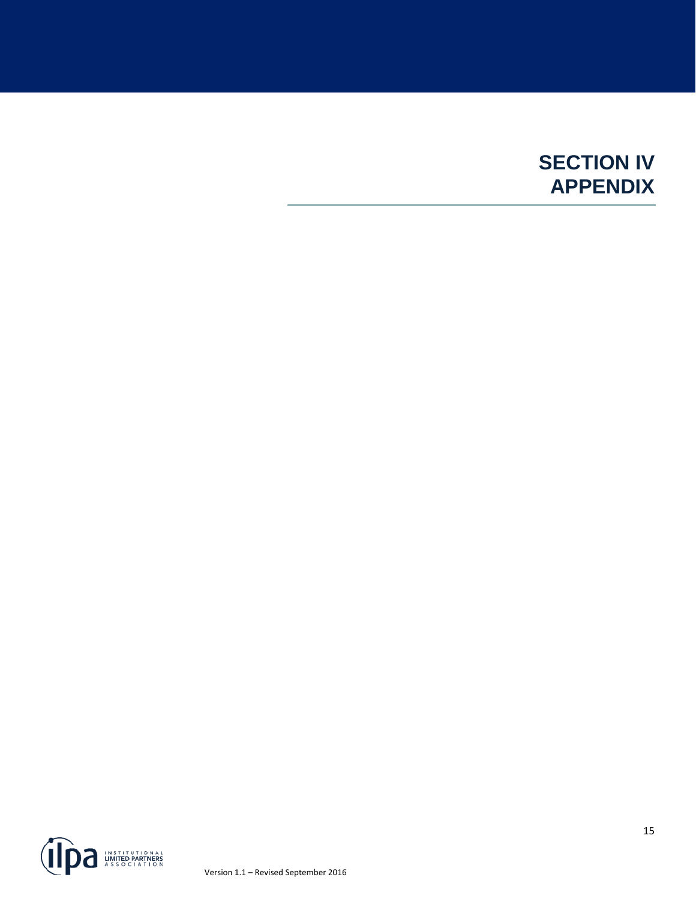# SECTION IV
# APPENDIX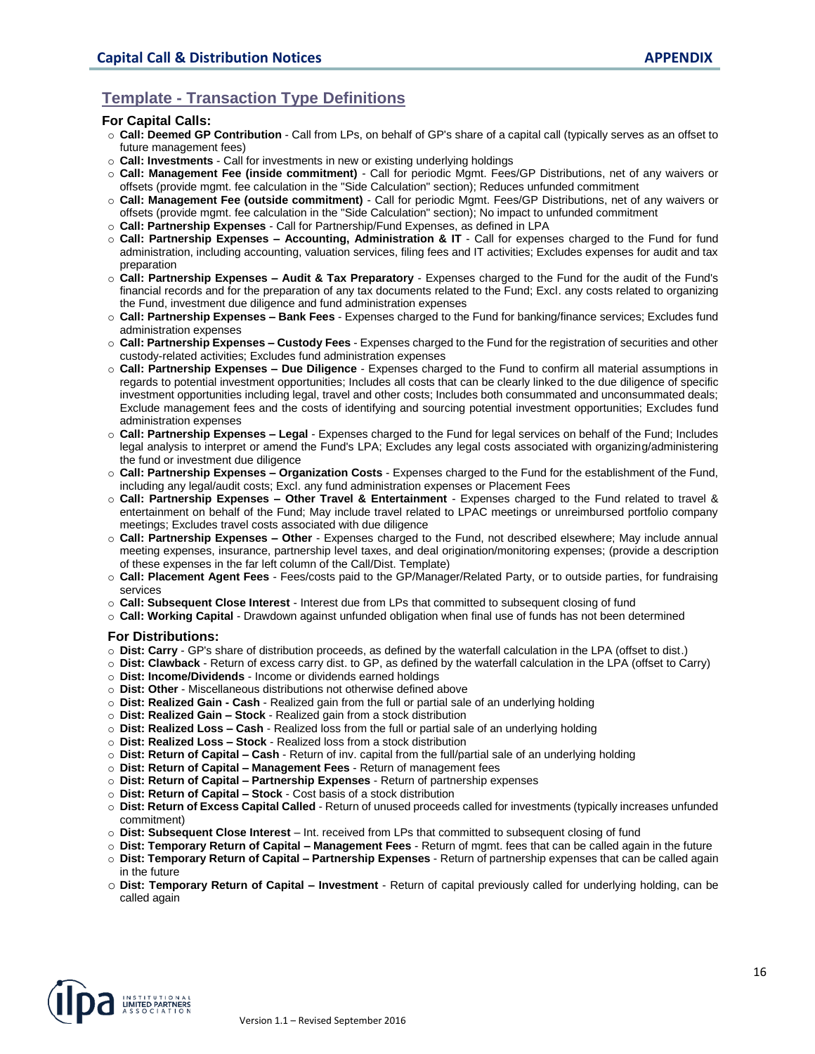## Template - Transaction Type Definitions

### For Capital Calls:

- **Call: Deemed GP Contribution** - Call from LPs, on behalf of GP's share of a capital call (typically serves as an offset to future management fees)
- **Call: Investments** - Call for investments in new or existing underlying holdings
- **Call: Management Fee (inside commitment)** - Call for periodic Mgmt. Fees/GP Distributions, net of any waivers or offsets (provide mgmt. fee calculation in the "Side Calculation" section); Reduces unfunded commitment
- **Call: Management Fee (outside commitment)** - Call for periodic Mgmt. Fees/GP Distributions, net of any waivers or offsets (provide mgmt. fee calculation in the "Side Calculation" section); No impact to unfunded commitment
- **Call: Partnership Expenses** - Call for Partnership/Fund Expenses, as defined in LPA
- **Call: Partnership Expenses – Accounting, Administration & IT** - Call for expenses charged to the Fund for fund administration, including accounting, valuation services, filing fees and IT activities; Excludes expenses for audit and tax preparation
- **Call: Partnership Expenses – Audit & Tax Preparatory** - Expenses charged to the Fund for the audit of the Fund's financial records and for the preparation of any tax documents related to the Fund; Excl. any costs related to organizing the Fund, investment due diligence and fund administration expenses
- **Call: Partnership Expenses – Bank Fees** - Expenses charged to the Fund for banking/finance services; Excludes fund administration expenses
- **Call: Partnership Expenses – Custody Fees** - Expenses charged to the Fund for the registration of securities and other custody-related activities; Excludes fund administration expenses
- **Call: Partnership Expenses – Due Diligence** - Expenses charged to the Fund to confirm all material assumptions in regards to potential investment opportunities; Includes all costs that can be clearly linked to the due diligence of specific investment opportunities including legal, travel and other costs; Includes both consummated and unconsummated deals; Exclude management fees and the costs of identifying and sourcing potential investment opportunities; Excludes fund administration expenses
- **Call: Partnership Expenses – Legal** - Expenses charged to the Fund for legal services on behalf of the Fund; Includes legal analysis to interpret or amend the Fund's LPA; Excludes any legal costs associated with organizing/administering the fund or investment due diligence
- **Call: Partnership Expenses – Organization Costs** - Expenses charged to the Fund for the establishment of the Fund, including any legal/audit costs; Excl. any fund administration expenses or Placement Fees
- **Call: Partnership Expenses – Other Travel & Entertainment** - Expenses charged to the Fund related to travel & entertainment on behalf of the Fund; May include travel related to LPAC meetings or unreimbursed portfolio company meetings; Excludes travel costs associated with due diligence
- **Call: Partnership Expenses – Other** - Expenses charged to the Fund, not described elsewhere; May include annual meeting expenses, insurance, partnership level taxes, and deal origination/monitoring expenses; (provide a description of these expenses in the far left column of the Call/Dist. Template)
- **Call: Placement Agent Fees** - Fees/costs paid to the GP/Manager/Related Party, or to outside parties, for fundraising services
- **Call: Subsequent Close Interest** - Interest due from LPs that committed to subsequent closing of fund
- **Call: Working Capital** - Drawdown against unfunded obligation when final use of funds has not been determined

### For Distributions:

- **Dist: Carry** - GP's share of distribution proceeds, as defined by the waterfall calculation in the LPA (offset to dist.)
- **Dist: Clawback** - Return of excess carry dist. to GP, as defined by the waterfall calculation in the LPA (offset to Carry)
- **Dist: Income/Dividends** - Income or dividends earned holdings
- **Dist: Other** - Miscellaneous distributions not otherwise defined above
- **Dist: Realized Gain - Cash** - Realized gain from the full or partial sale of an underlying holding
- **Dist: Realized Gain – Stock** - Realized gain from a stock distribution
- **Dist: Realized Loss – Cash** - Realized loss from the full or partial sale of an underlying holding
- **Dist: Realized Loss – Stock** - Realized loss from a stock distribution
- **Dist: Return of Capital – Cash** - Return of inv. capital from the full/partial sale of an underlying holding
- **Dist: Return of Capital – Management Fees** - Return of management fees
- **Dist: Return of Capital – Partnership Expenses** - Return of partnership expenses
- **Dist: Return of Capital – Stock** - Cost basis of a stock distribution
- **Dist: Return of Excess Capital Called** - Return of unused proceeds called for investments (typically increases unfunded commitment)
- **Dist: Subsequent Close Interest** – Int. received from LPs that committed to subsequent closing of fund
- **Dist: Temporary Return of Capital – Management Fees** - Return of mgmt. fees that can be called again in the future
- **Dist: Temporary Return of Capital – Partnership Expenses** - Return of partnership expenses that can be called again in the future
- **Dist: Temporary Return of Capital – Investment** - Return of capital previously called for underlying holding, can be called again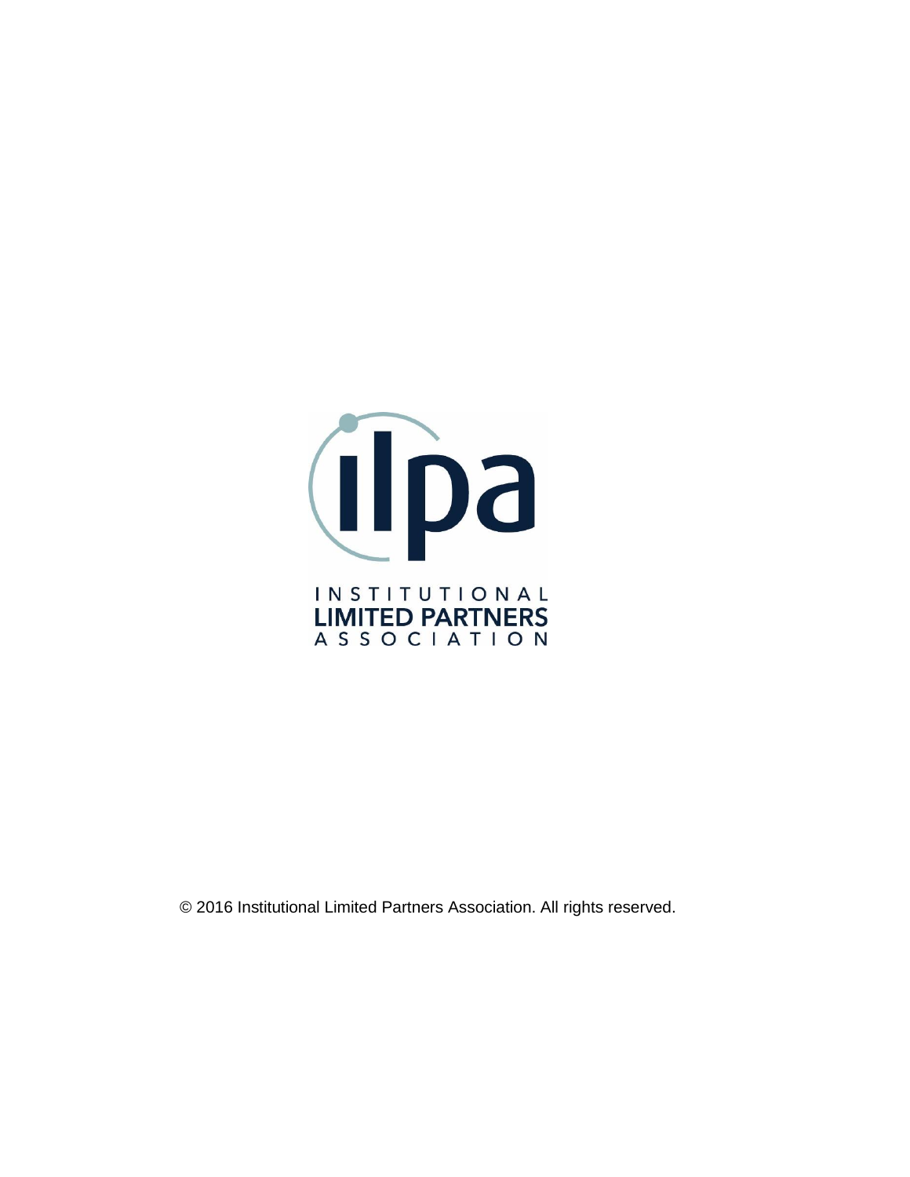ilpa

INSTITUTIONAL
LIMITED PARTNERS
ASSOCIATION

© 2016 Institutional Limited Partners Association. All rights reserved.